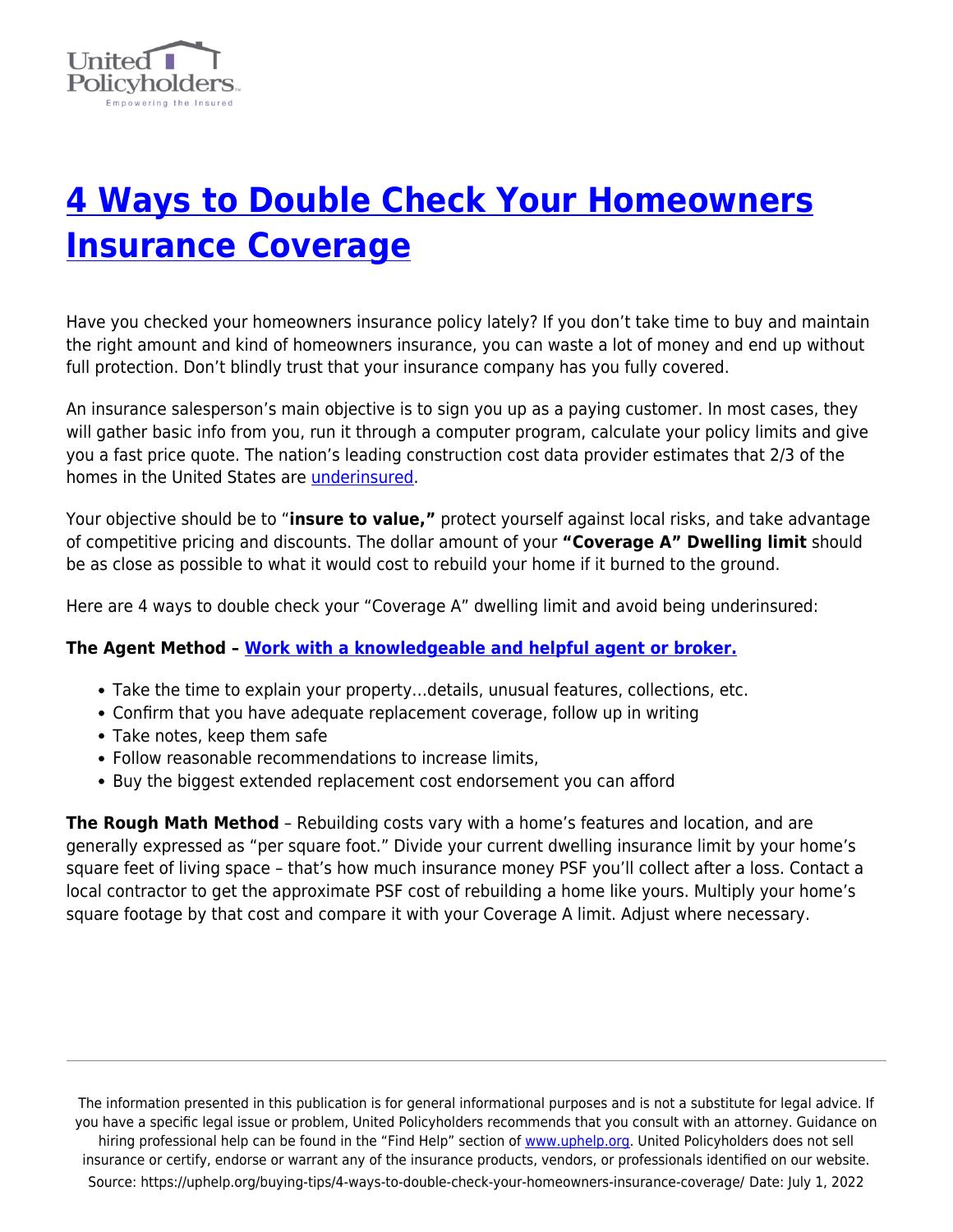# [4 Ways to Double Check Your Homeowners Insurance Coverage]

Have you checked your homeowners insurance policy lately? If you don't take time to buy and maintain the right amount and kind of homeowners insurance, you can waste a lot of money and end up without full protection. Don't blindly trust that your insurance company has you fully covered.

An insurance salesperson's main objective is to sign you up as a paying customer. In most cases, they will gather basic info from you, run it through a computer program, calculate your policy limits and give you a fast price quote. The nation's leading construction cost data provider estimates that 2/3 of the homes in the United States are underinsured.

Your objective should be to "**insure to value,"** protect yourself against local risks, and take advantage of competitive pricing and discounts. The dollar amount of your **"Coverage A" Dwelling limit** should be as close as possible to what it would cost to rebuild your home if it burned to the ground.

Here are 4 ways to double check your "Coverage A" dwelling limit and avoid being underinsured:

**The Agent Method – Work with a knowledgeable and helpful agent or broker.**

- Take the time to explain your property…details, unusual features, collections, etc.
- Confirm that you have adequate replacement coverage, follow up in writing
- Take notes, keep them safe
- Follow reasonable recommendations to increase limits,
- Buy the biggest extended replacement cost endorsement you can afford

**The Rough Math Method** – Rebuilding costs vary with a home's features and location, and are generally expressed as "per square foot." Divide your current dwelling insurance limit by your home's square feet of living space – that's how much insurance money PSF you'll collect after a loss. Contact a local contractor to get the approximate PSF cost of rebuilding a home like yours. Multiply your home's square footage by that cost and compare it with your Coverage A limit. Adjust where necessary.

The information presented in this publication is for general informational purposes and is not a substitute for legal advice. If you have a specific legal issue or problem, United Policyholders recommends that you consult with an attorney. Guidance on hiring professional help can be found in the "Find Help" section of www.uphelp.org. United Policyholders does not sell insurance or certify, endorse or warrant any of the insurance products, vendors, or professionals identified on our website.
Source: https://uphelp.org/buying-tips/4-ways-to-double-check-your-homeowners-insurance-coverage/ Date: July 1, 2022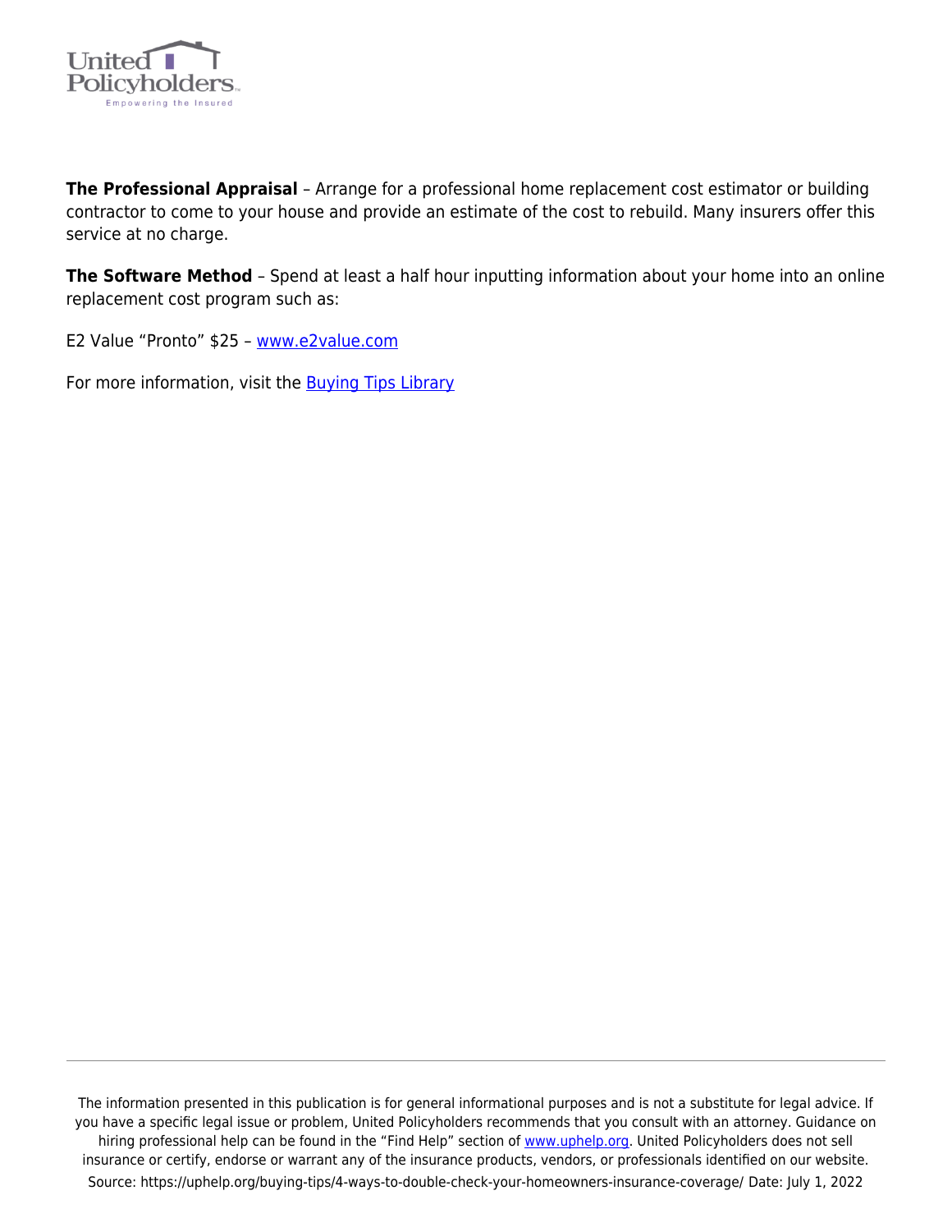**The Professional Appraisal** – Arrange for a professional home replacement cost estimator or building contractor to come to your house and provide an estimate of the cost to rebuild. Many insurers offer this service at no charge.

**The Software Method** – Spend at least a half hour inputting information about your home into an online replacement cost program such as:

E2 Value "Pronto" $25 – [www.e2value.com](www.e2value.com)

For more information, visit the [Buying Tips Library]()

---

The information presented in this publication is for general informational purposes and is not a substitute for legal advice. If you have a specific legal issue or problem, United Policyholders recommends that you consult with an attorney. Guidance on hiring professional help can be found in the "Find Help" section of [www.uphelp.org](www.uphelp.org). United Policyholders does not sell insurance or certify, endorse or warrant any of the insurance products, vendors, or professionals identified on our website.
Source: https://uphelp.org/buying-tips/4-ways-to-double-check-your-homeowners-insurance-coverage/ Date: July 1, 2022